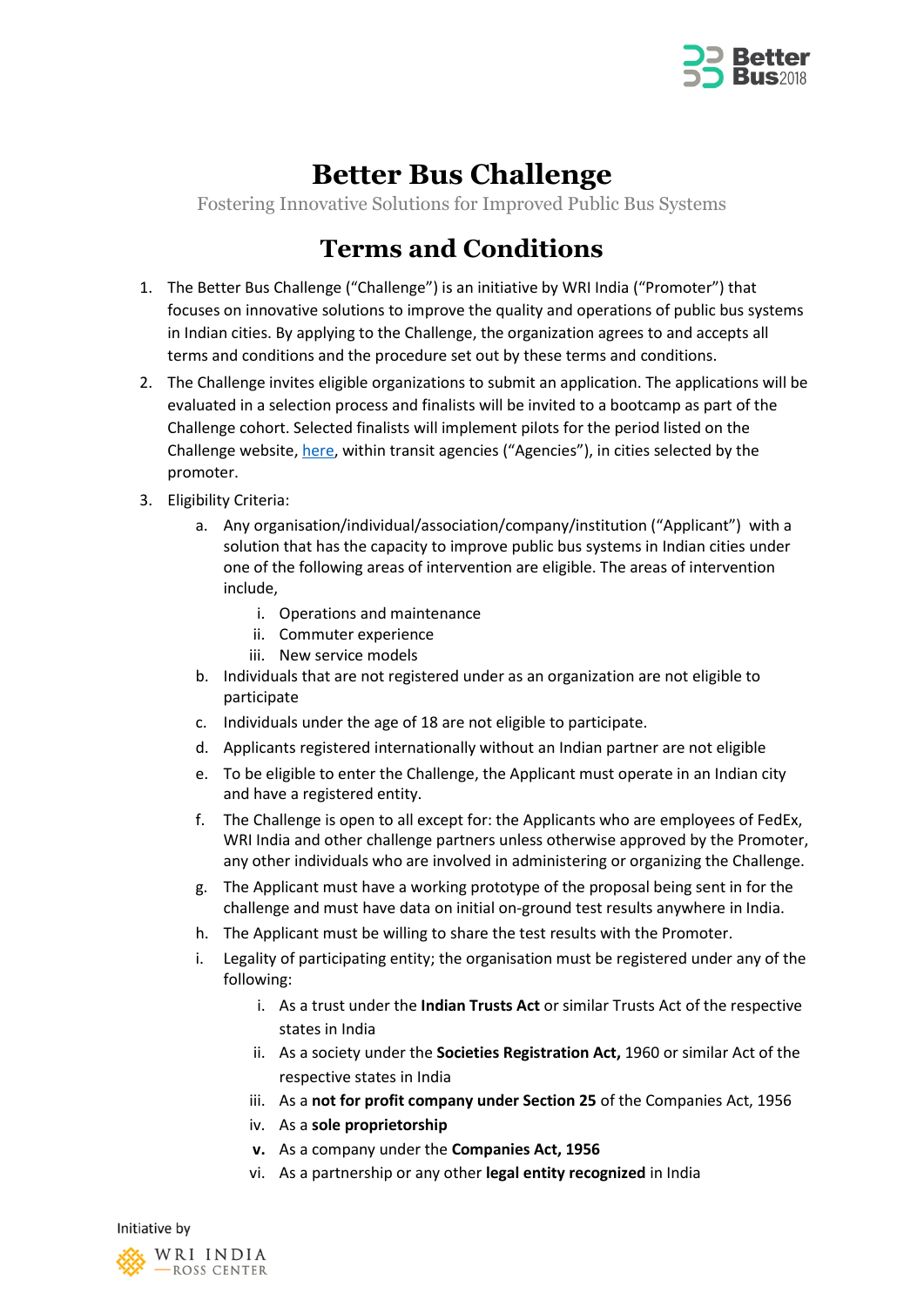# Better Bus Challenge

Fostering Innovative Solutions for Improved Public Bus Systems

## Terms and Conditions

1. The Better Bus Challenge ("Challenge") is an initiative by WRI India ("Promoter") that focuses on innovative solutions to improve the quality and operations of public bus systems in Indian cities. By applying to the Challenge, the organization agrees to and accepts all terms and conditions and the procedure set out by these terms and conditions.
2. The Challenge invites eligible organizations to submit an application. The applications will be evaluated in a selection process and finalists will be invited to a bootcamp as part of the Challenge cohort. Selected finalists will implement pilots for the period listed on the Challenge website, [here](), within transit agencies ("Agencies"), in cities selected by the promoter.
3. Eligibility Criteria:
   a. Any organisation/individual/association/company/institution ("Applicant") with a solution that has the capacity to improve public bus systems in Indian cities under one of the following areas of intervention are eligible. The areas of intervention include,
      i. Operations and maintenance
      ii. Commuter experience
      iii. New service models
   b. Individuals that are not registered under as an organization are not eligible to participate
   c. Individuals under the age of 18 are not eligible to participate.
   d. Applicants registered internationally without an Indian partner are not eligible
   e. To be eligible to enter the Challenge, the Applicant must operate in an Indian city and have a registered entity.
   f. The Challenge is open to all except for: the Applicants who are employees of FedEx, WRI India and other challenge partners unless otherwise approved by the Promoter, any other individuals who are involved in administering or organizing the Challenge.
   g. The Applicant must have a working prototype of the proposal being sent in for the challenge and must have data on initial on-ground test results anywhere in India.
   h. The Applicant must be willing to share the test results with the Promoter.
   i. Legality of participating entity; the organisation must be registered under any of the following:
      i. As a trust under the **Indian Trusts Act** or similar Trusts Act of the respective states in India
      ii. As a society under the **Societies Registration Act,** 1960 or similar Act of the respective states in India
      iii. As a **not for profit company under Section 25** of the Companies Act, 1956
      iv. As a **sole proprietorship**
      **v.** As a company under the **Companies Act, 1956**
      vi. As a partnership or any other **legal entity recognized** in India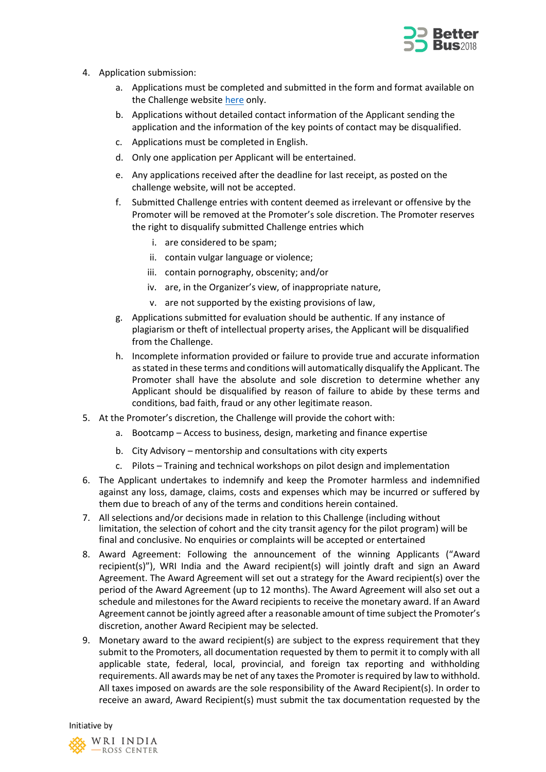4. Application submission:
    a. Applications must be completed and submitted in the form and format available on the Challenge website here only.
    b. Applications without detailed contact information of the Applicant sending the application and the information of the key points of contact may be disqualified.
    c. Applications must be completed in English.
    d. Only one application per Applicant will be entertained.
    e. Any applications received after the deadline for last receipt, as posted on the challenge website, will not be accepted.
    f. Submitted Challenge entries with content deemed as irrelevant or offensive by the Promoter will be removed at the Promoter's sole discretion. The Promoter reserves the right to disqualify submitted Challenge entries which
        i. are considered to be spam;
        ii. contain vulgar language or violence;
        iii. contain pornography, obscenity; and/or
        iv. are, in the Organizer's view, of inappropriate nature,
        v. are not supported by the existing provisions of law,
    g. Applications submitted for evaluation should be authentic. If any instance of plagiarism or theft of intellectual property arises, the Applicant will be disqualified from the Challenge.
    h. Incomplete information provided or failure to provide true and accurate information as stated in these terms and conditions will automatically disqualify the Applicant. The Promoter shall have the absolute and sole discretion to determine whether any Applicant should be disqualified by reason of failure to abide by these terms and conditions, bad faith, fraud or any other legitimate reason.
5. At the Promoter's discretion, the Challenge will provide the cohort with:
    a. Bootcamp – Access to business, design, marketing and finance expertise
    b. City Advisory – mentorship and consultations with city experts
    c. Pilots – Training and technical workshops on pilot design and implementation
6. The Applicant undertakes to indemnify and keep the Promoter harmless and indemnified against any loss, damage, claims, costs and expenses which may be incurred or suffered by them due to breach of any of the terms and conditions herein contained.
7. All selections and/or decisions made in relation to this Challenge (including without limitation, the selection of cohort and the city transit agency for the pilot program) will be final and conclusive. No enquiries or complaints will be accepted or entertained
8. Award Agreement: Following the announcement of the winning Applicants ("Award recipient(s)"), WRI India and the Award recipient(s) will jointly draft and sign an Award Agreement. The Award Agreement will set out a strategy for the Award recipient(s) over the period of the Award Agreement (up to 12 months). The Award Agreement will also set out a schedule and milestones for the Award recipients to receive the monetary award. If an Award Agreement cannot be jointly agreed after a reasonable amount of time subject the Promoter's discretion, another Award Recipient may be selected.
9. Monetary award to the award recipient(s) are subject to the express requirement that they submit to the Promoters, all documentation requested by them to permit it to comply with all applicable state, federal, local, provincial, and foreign tax reporting and withholding requirements. All awards may be net of any taxes the Promoter is required by law to withhold. All taxes imposed on awards are the sole responsibility of the Award Recipient(s). In order to receive an award, Award Recipient(s) must submit the tax documentation requested by the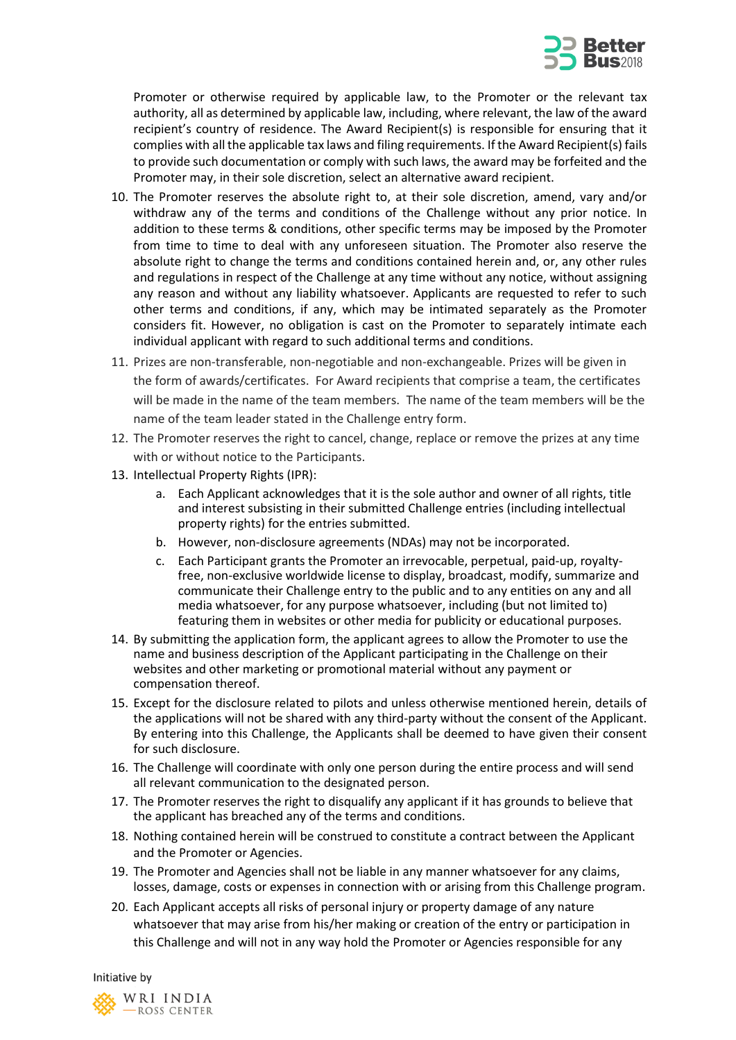Promoter or otherwise required by applicable law, to the Promoter or the relevant tax authority, all as determined by applicable law, including, where relevant, the law of the award recipient's country of residence. The Award Recipient(s) is responsible for ensuring that it complies with all the applicable tax laws and filing requirements. If the Award Recipient(s) fails to provide such documentation or comply with such laws, the award may be forfeited and the Promoter may, in their sole discretion, select an alternative award recipient.

10. The Promoter reserves the absolute right to, at their sole discretion, amend, vary and/or withdraw any of the terms and conditions of the Challenge without any prior notice. In addition to these terms & conditions, other specific terms may be imposed by the Promoter from time to time to deal with any unforeseen situation. The Promoter also reserve the absolute right to change the terms and conditions contained herein and, or, any other rules and regulations in respect of the Challenge at any time without any notice, without assigning any reason and without any liability whatsoever. Applicants are requested to refer to such other terms and conditions, if any, which may be intimated separately as the Promoter considers fit. However, no obligation is cast on the Promoter to separately intimate each individual applicant with regard to such additional terms and conditions.
11. Prizes are non-transferable, non-negotiable and non-exchangeable. Prizes will be given in the form of awards/certificates. For Award recipients that comprise a team, the certificates will be made in the name of the team members. The name of the team members will be the name of the team leader stated in the Challenge entry form.
12. The Promoter reserves the right to cancel, change, replace or remove the prizes at any time with or without notice to the Participants.
13. Intellectual Property Rights (IPR):
    a. Each Applicant acknowledges that it is the sole author and owner of all rights, title and interest subsisting in their submitted Challenge entries (including intellectual property rights) for the entries submitted.
    b. However, non-disclosure agreements (NDAs) may not be incorporated.
    c. Each Participant grants the Promoter an irrevocable, perpetual, paid-up, royalty-free, non-exclusive worldwide license to display, broadcast, modify, summarize and communicate their Challenge entry to the public and to any entities on any and all media whatsoever, for any purpose whatsoever, including (but not limited to) featuring them in websites or other media for publicity or educational purposes.
14. By submitting the application form, the applicant agrees to allow the Promoter to use the name and business description of the Applicant participating in the Challenge on their websites and other marketing or promotional material without any payment or compensation thereof.
15. Except for the disclosure related to pilots and unless otherwise mentioned herein, details of the applications will not be shared with any third-party without the consent of the Applicant. By entering into this Challenge, the Applicants shall be deemed to have given their consent for such disclosure.
16. The Challenge will coordinate with only one person during the entire process and will send all relevant communication to the designated person.
17. The Promoter reserves the right to disqualify any applicant if it has grounds to believe that the applicant has breached any of the terms and conditions.
18. Nothing contained herein will be construed to constitute a contract between the Applicant and the Promoter or Agencies.
19. The Promoter and Agencies shall not be liable in any manner whatsoever for any claims, losses, damage, costs or expenses in connection with or arising from this Challenge program.
20. Each Applicant accepts all risks of personal injury or property damage of any nature whatsoever that may arise from his/her making or creation of the entry or participation in this Challenge and will not in any way hold the Promoter or Agencies responsible for any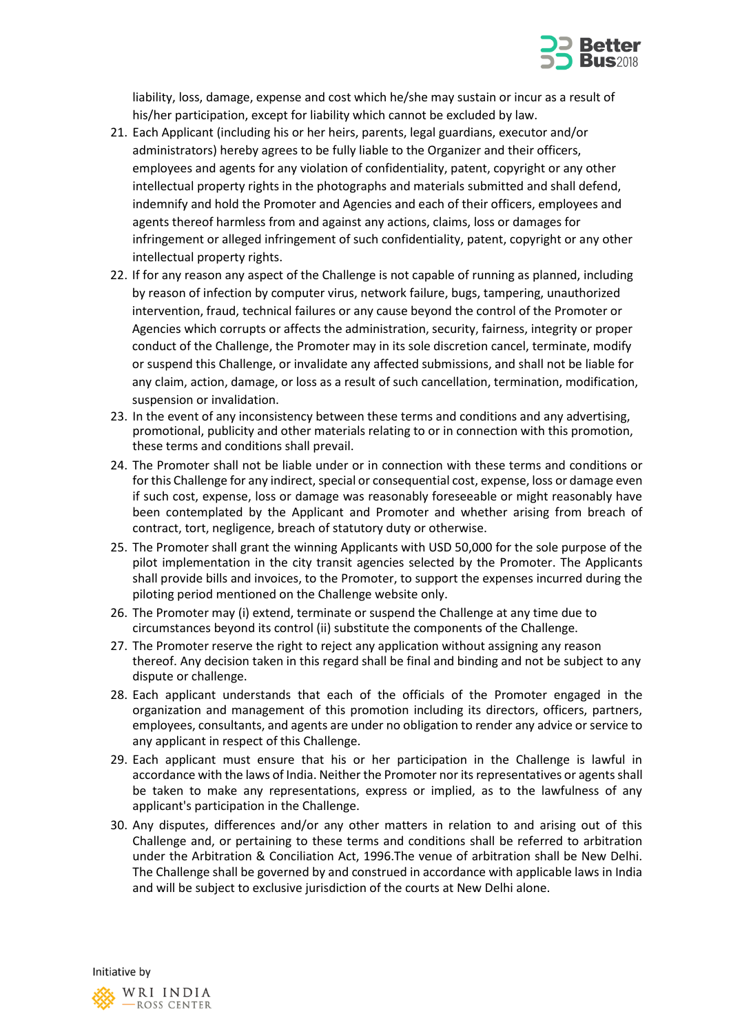liability, loss, damage, expense and cost which he/she may sustain or incur as a result of his/her participation, except for liability which cannot be excluded by law.

21. Each Applicant (including his or her heirs, parents, legal guardians, executor and/or administrators) hereby agrees to be fully liable to the Organizer and their officers, employees and agents for any violation of confidentiality, patent, copyright or any other intellectual property rights in the photographs and materials submitted and shall defend, indemnify and hold the Promoter and Agencies and each of their officers, employees and agents thereof harmless from and against any actions, claims, loss or damages for infringement or alleged infringement of such confidentiality, patent, copyright or any other intellectual property rights.
22. If for any reason any aspect of the Challenge is not capable of running as planned, including by reason of infection by computer virus, network failure, bugs, tampering, unauthorized intervention, fraud, technical failures or any cause beyond the control of the Promoter or Agencies which corrupts or affects the administration, security, fairness, integrity or proper conduct of the Challenge, the Promoter may in its sole discretion cancel, terminate, modify or suspend this Challenge, or invalidate any affected submissions, and shall not be liable for any claim, action, damage, or loss as a result of such cancellation, termination, modification, suspension or invalidation.
23. In the event of any inconsistency between these terms and conditions and any advertising, promotional, publicity and other materials relating to or in connection with this promotion, these terms and conditions shall prevail.
24. The Promoter shall not be liable under or in connection with these terms and conditions or for this Challenge for any indirect, special or consequential cost, expense, loss or damage even if such cost, expense, loss or damage was reasonably foreseeable or might reasonably have been contemplated by the Applicant and Promoter and whether arising from breach of contract, tort, negligence, breach of statutory duty or otherwise.
25. The Promoter shall grant the winning Applicants with USD 50,000 for the sole purpose of the pilot implementation in the city transit agencies selected by the Promoter. The Applicants shall provide bills and invoices, to the Promoter, to support the expenses incurred during the piloting period mentioned on the Challenge website only.
26. The Promoter may (i) extend, terminate or suspend the Challenge at any time due to circumstances beyond its control (ii) substitute the components of the Challenge.
27. The Promoter reserve the right to reject any application without assigning any reason thereof. Any decision taken in this regard shall be final and binding and not be subject to any dispute or challenge.
28. Each applicant understands that each of the officials of the Promoter engaged in the organization and management of this promotion including its directors, officers, partners, employees, consultants, and agents are under no obligation to render any advice or service to any applicant in respect of this Challenge.
29. Each applicant must ensure that his or her participation in the Challenge is lawful in accordance with the laws of India. Neither the Promoter nor its representatives or agents shall be taken to make any representations, express or implied, as to the lawfulness of any applicant's participation in the Challenge.
30. Any disputes, differences and/or any other matters in relation to and arising out of this Challenge and, or pertaining to these terms and conditions shall be referred to arbitration under the Arbitration & Conciliation Act, 1996.The venue of arbitration shall be New Delhi. The Challenge shall be governed by and construed in accordance with applicable laws in India and will be subject to exclusive jurisdiction of the courts at New Delhi alone.